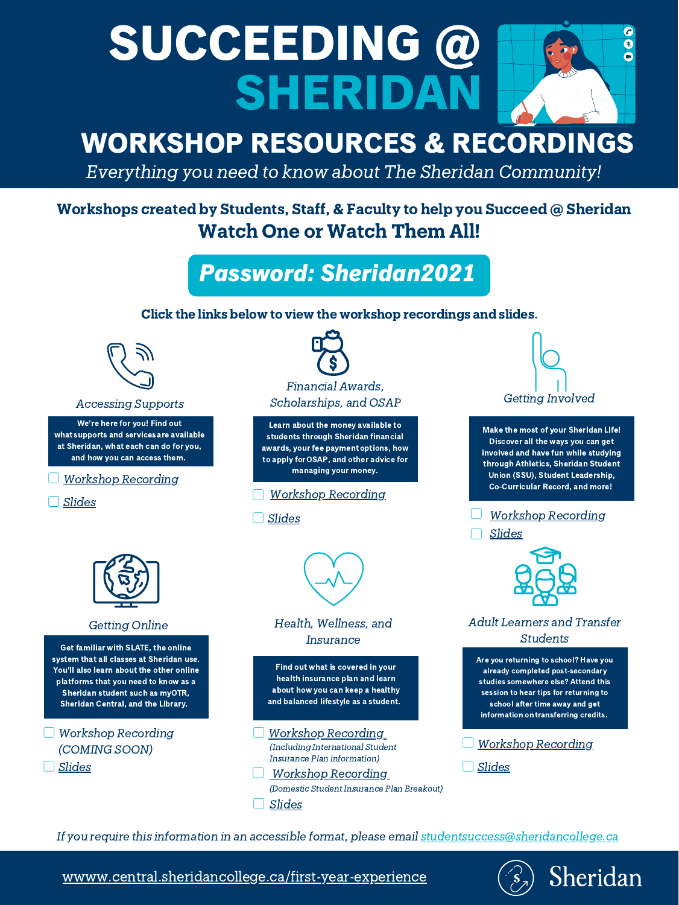# SUCCEEDING @ SHERIDAN

## WORKSHOP RESOURCES & RECORDINGS

*Everything you need to know about The Sheridan Community!*

**Workshops created by Students, Staff, & Faculty to help you Succeed @ Sheridan**

**Watch One or Watch Them All!**

***Password: Sheridan2021***

**Click the links below to view the workshop recordings and slides.**

### *Accessing Supports*

**We're here for you! Find out what supports and services are available at Sheridan, what each can do for you, and how you can access them.**

- [ ] *Workshop Recording*
- [ ] *Slides*

### *Financial Awards, Scholarships, and OSAP*

**Learn about the money available to students through Sheridan financial awards, your fee payment options, how to apply for OSAP, and other advice for managing your money.**

- [ ] *Workshop Recording*
- [ ] *Slides*

### *Getting Involved*

**Make the most of your Sheridan Life! Discover all the ways you can get involved and have fun while studying through Athletics, Sheridan Student Union (SSU), Student Leadership, Co-Curricular Record, and more!**

- [ ] *Workshop Recording*
- [ ] *Slides*

### *Getting Online*

**Get familiar with SLATE, the online system that all classes at Sheridan use. You'll also learn about the other online platforms that you need to know as a Sheridan student such as myOTR, Sheridan Central, and the Library.**

- [ ] *Workshop Recording (COMING SOON)*
- [ ] *Slides*

### *Health, Wellness, and Insurance*

**Find out what is covered in your health insurance plan and learn about how you can keep a healthy and balanced lifestyle as a student.**

- [ ] *Workshop Recording* (*Including International Student Insurance Plan information*)
- [ ] *Workshop Recording* (*Domestic Student Insurance Plan Breakout*)
- [ ] *Slides*

### *Adult Learners and Transfer Students*

**Are you returning to school? Have you already completed post-secondary studies somewhere else? Attend this session to hear tips for returning to school after time away and get information on transferring credits.**

- [ ] *Workshop Recording*
- [ ] *Slides*

*If you require this information in an accessible format, please email studentsuccess@sheridancollege.ca*

wwwww.central.sheridancollege.ca/first-year-experience

Sheridan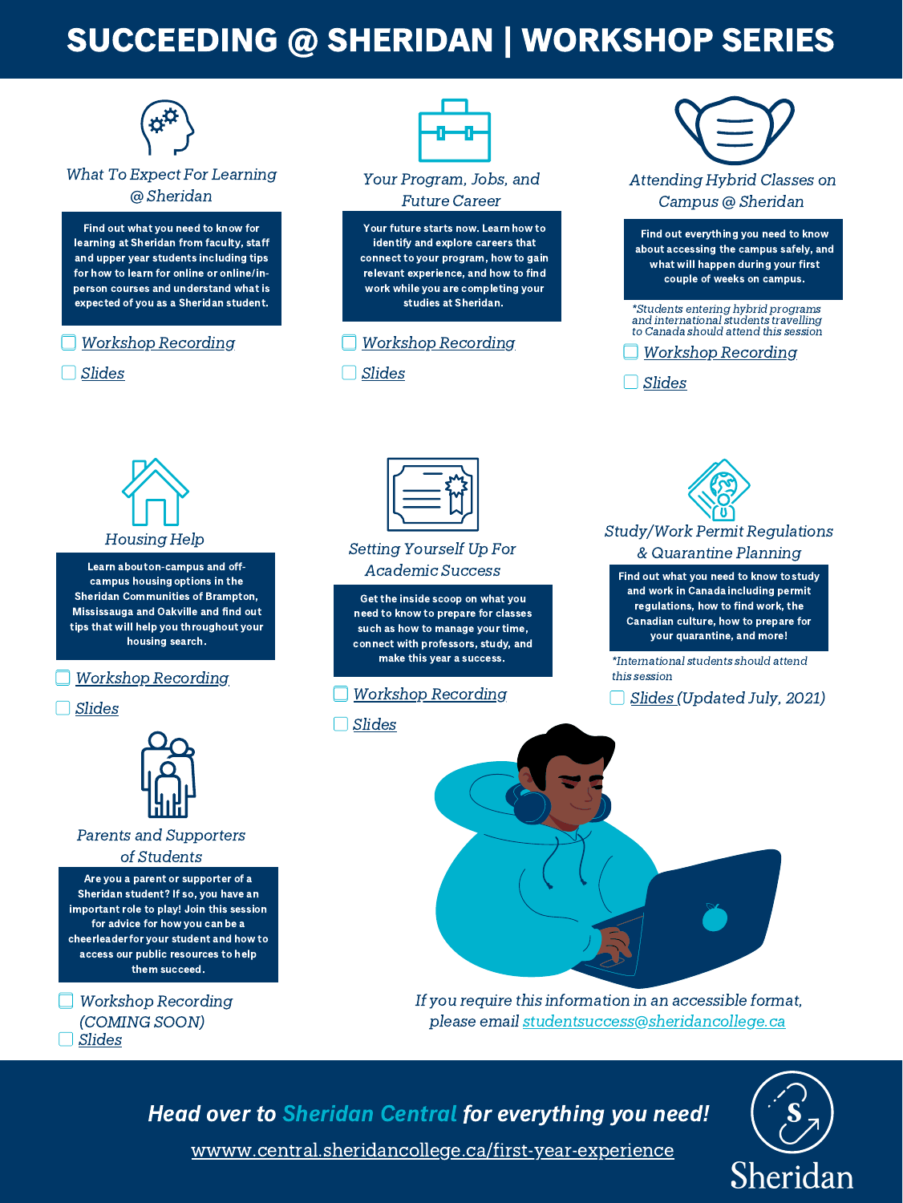# SUCCEEDING @ SHERIDAN | WORKSHOP SERIES

### *What To Expect For Learning @ Sheridan*

**Find out what you need to know for learning at Sheridan from faculty, staff and upper year students including tips for how to learn for online or online/in-person courses and understand what is expected of you as a Sheridan student.**

- [ ] *Workshop Recording*
- [ ] *Slides*

### *Your Program, Jobs, and Future Career*

**Your future starts now. Learn how to identify and explore careers that connect to your program, how to gain relevant experience, and how to find work while you are completing your studies at Sheridan.**

- [ ] *Workshop Recording*
- [ ] *Slides*

### *Attending Hybrid Classes on Campus @ Sheridan*

**Find out everything you need to know about accessing the campus safely, and what will happen during your first couple of weeks on campus.**

*\*Students entering hybrid programs and international students travelling to Canada should attend this session*

- [ ] *Workshop Recording*
- [ ] *Slides*

### *Housing Help*

**Learn about on-campus and off-campus housing options in the Sheridan Communities of Brampton, Mississauga and Oakville and find out tips that will help you throughout your housing search.**

- [ ] *Workshop Recording*
- [ ] *Slides*

### *Setting Yourself Up For Academic Success*

**Get the inside scoop on what you need to know to prepare for classes such as how to manage your time, connect with professors, study, and make this year a success.**

- [ ] *Workshop Recording*
- [ ] *Slides*

### *Study/Work Permit Regulations & Quarantine Planning*

**Find out what you need to know to study and work in Canada including permit regulations, how to find work, the Canadian culture, how to prepare for your quarantine, and more!**

*\*International students should attend this session*

- [ ] *Slides (Updated July, 2021)*

### *Parents and Supporters of Students*

**Are you a parent or supporter of a Sheridan student? If so, you have an important role to play! Join this session for advice for how you can be a cheerleader for your student and how to access our public resources to help them succeed.**

- [ ] *Workshop Recording (COMING SOON)*
- [ ] *Slides*

*If you require this information in an accessible format, please email studentsuccess@sheridancollege.ca*

***Head over to Sheridan Central for everything you need!***

wwww.central.sheridancollege.ca/first-year-experience

Sheridan